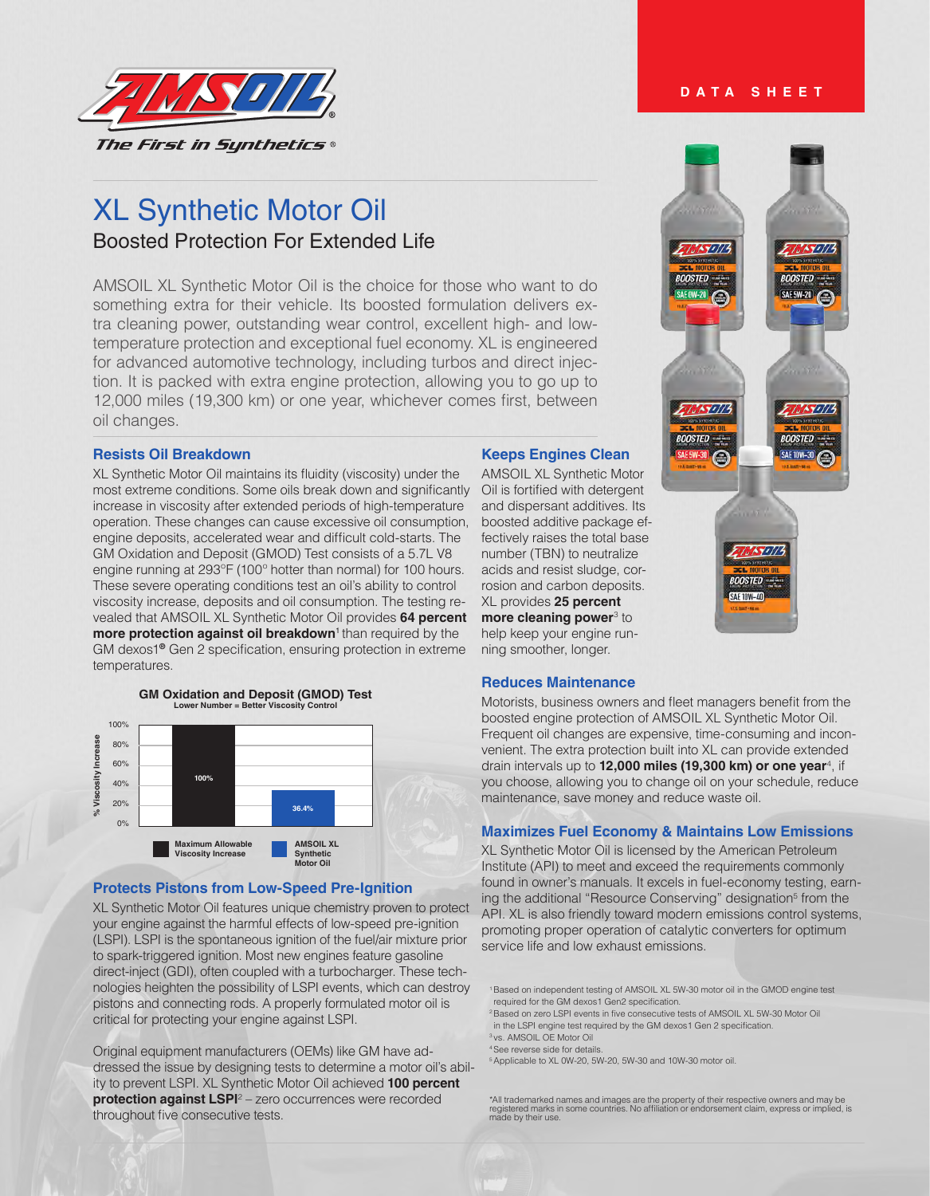DATA SHEET

# XL Synthetic Motor Oil

## Boosted Protection For Extended Life

AMSOIL XL Synthetic Motor Oil is the choice for those who want to do something extra for their vehicle. Its boosted formulation delivers extra cleaning power, outstanding wear control, excellent high- and low-temperature protection and exceptional fuel economy. XL is engineered for advanced automotive technology, including turbos and direct injection. It is packed with extra engine protection, allowing you to go up to 12,000 miles (19,300 km) or one year, whichever comes first, between oil changes.

### Resists Oil Breakdown

XL Synthetic Motor Oil maintains its fluidity (viscosity) under the most extreme conditions. Some oils break down and significantly increase in viscosity after extended periods of high-temperature operation. These changes can cause excessive oil consumption, engine deposits, accelerated wear and difficult cold-starts. The GM Oxidation and Deposit (GMOD) Test consists of a 5.7L V8 engine running at 293°F (100° hotter than normal) for 100 hours. These severe operating conditions test an oil's ability to control viscosity increase, deposits and oil consumption. The testing revealed that AMSOIL XL Synthetic Motor Oil provides **64 percent more protection against oil breakdown**[1] than required by the GM dexos1® Gen 2 specification, ensuring protection in extreme temperatures.

**GM Oxidation and Deposit (GMOD) Test**
Lower Number = Better Viscosity Control

| | % Viscosity Increase |
|---|---|
| Maximum Allowable Viscosity Increase | 100% |
| AMSOIL XL Synthetic Motor Oil | 36.4% |

### Protects Pistons from Low-Speed Pre-Ignition

XL Synthetic Motor Oil features unique chemistry proven to protect your engine against the harmful effects of low-speed pre-ignition (LSPI). LSPI is the spontaneous ignition of the fuel/air mixture prior to spark-triggered ignition. Most new engines feature gasoline direct-inject (GDI), often coupled with a turbocharger. These technologies heighten the possibility of LSPI events, which can destroy pistons and connecting rods. A properly formulated motor oil is critical for protecting your engine against LSPI.

Original equipment manufacturers (OEMs) like GM have addressed the issue by designing tests to determine a motor oil's ability to prevent LSPI. XL Synthetic Motor Oil achieved **100 percent protection against LSPI**[2] – zero occurrences were recorded throughout five consecutive tests.

### Keeps Engines Clean

AMSOIL XL Synthetic Motor Oil is fortified with detergent and dispersant additives. Its boosted additive package effectively raises the total base number (TBN) to neutralize acids and resist sludge, corrosion and carbon deposits. XL provides **25 percent more cleaning power**[3] to help keep your engine running smoother, longer.

### Reduces Maintenance

Motorists, business owners and fleet managers benefit from the boosted engine protection of AMSOIL XL Synthetic Motor Oil. Frequent oil changes are expensive, time-consuming and inconvenient. The extra protection built into XL can provide extended drain intervals up to **12,000 miles (19,300 km) or one year**[4], if you choose, allowing you to change oil on your schedule, reduce maintenance, save money and reduce waste oil.

### Maximizes Fuel Economy & Maintains Low Emissions

XL Synthetic Motor Oil is licensed by the American Petroleum Institute (API) to meet and exceed the requirements commonly found in owner's manuals. It excels in fuel-economy testing, earning the additional "Resource Conserving" designation[5] from the API. XL is also friendly toward modern emissions control systems, promoting proper operation of catalytic converters for optimum service life and low exhaust emissions.

[1] Based on independent testing of AMSOIL XL 5W-30 motor oil in the GMOD engine test required for the GM dexos1 Gen2 specification.
[2] Based on zero LSPI events in five consecutive tests of AMSOIL XL 5W-30 Motor Oil in the LSPI engine test required by the GM dexos1 Gen 2 specification.
[3] vs. AMSOIL OE Motor Oil
[4] See reverse side for details.
[5] Applicable to XL 0W-20, 5W-20, 5W-30 and 10W-30 motor oil.

*All trademarked names and images are the property of their respective owners and may be registered marks in some countries. No affiliation or endorsement claim, express or implied, is made by their use.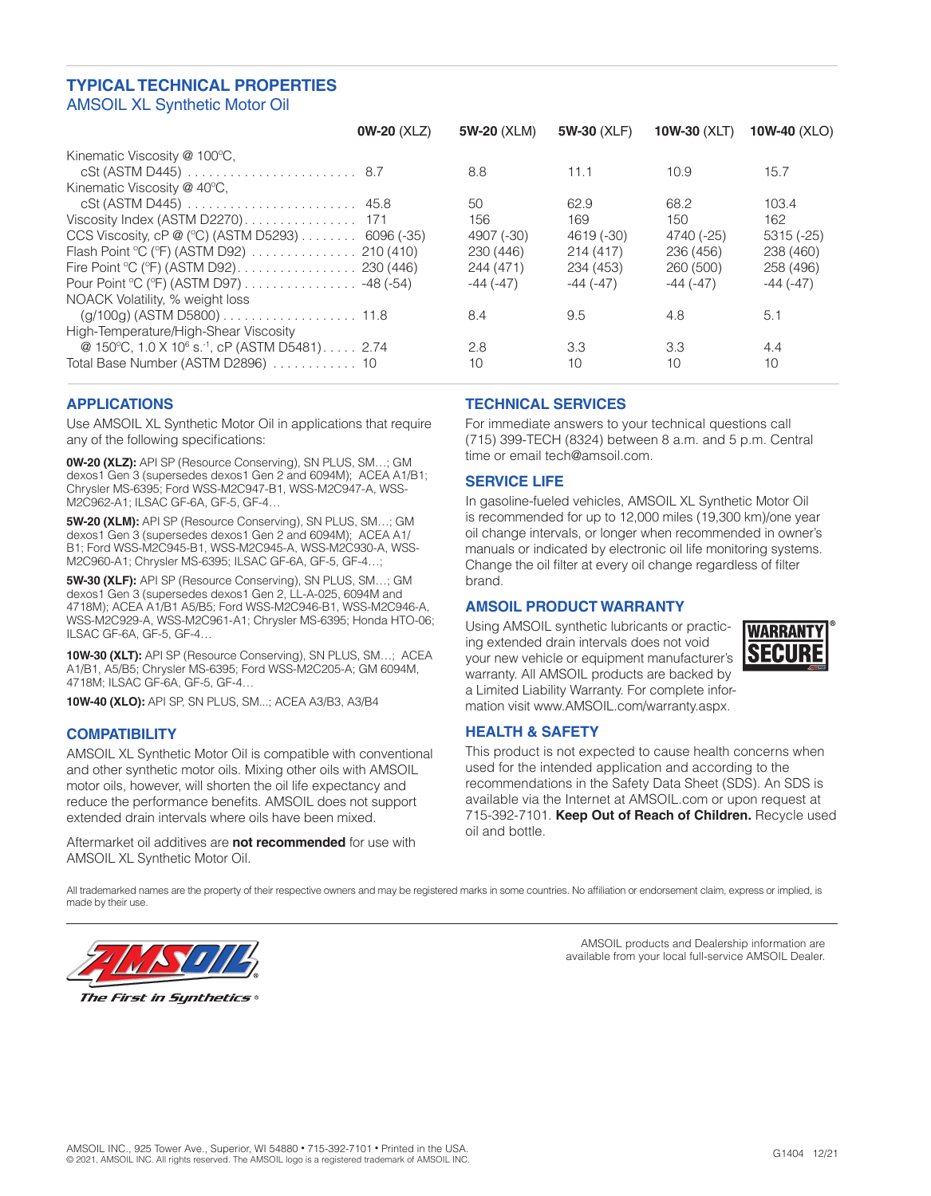## TYPICAL TECHNICAL PROPERTIES

### AMSOIL XL Synthetic Motor Oil

| | **0W-20** (XLZ) | **5W-20** (XLM) | **5W-30** (XLF) | **10W-30** (XLT) | **10W-40** (XLO) |
|---|---|---|---|---|---|
| Kinematic Viscosity @ 100ºC, cSt (ASTM D445) | 8.7 | 8.8 | 11.1 | 10.9 | 15.7 |
| Kinematic Viscosity @ 40ºC, cSt (ASTM D445) | 45.8 | 50 | 62.9 | 68.2 | 103.4 |
| Viscosity Index (ASTM D2270) | 171 | 156 | 169 | 150 | 162 |
| CCS Viscosity, cP @ (ºC) (ASTM D5293) | 6096 (-35) | 4907 (-30) | 4619 (-30) | 4740 (-25) | 5315 (-25) |
| Flash Point ºC (ºF) (ASTM D92) | 210 (410) | 230 (446) | 214 (417) | 236 (456) | 238 (460) |
| Fire Point ºC (ºF) (ASTM D92) | 230 (446) | 244 (471) | 234 (453) | 260 (500) | 258 (496) |
| Pour Point ºC (ºF) (ASTM D97) | -48 (-54) | -44 (-47) | -44 (-47) | -44 (-47) | -44 (-47) |
| NOACK Volatility, % weight loss (g/100g) (ASTM D5800) | 11.8 | 8.4 | 9.5 | 4.8 | 5.1 |
| High-Temperature/High-Shear Viscosity @ 150ºC, 1.0 X $10^6$ $s^{-1}$, cP (ASTM D5481) | 2.74 | 2.8 | 3.3 | 3.3 | 4.4 |
| Total Base Number (ASTM D2896) | 10 | 10 | 10 | 10 | 10 |

## APPLICATIONS

Use AMSOIL XL Synthetic Motor Oil in applications that require any of the following specifications:

**0W-20 (XLZ):** API SP (Resource Conserving), SN PLUS, SM…; GM dexos1 Gen 3 (supersedes dexos1 Gen 2 and 6094M); ACEA A1/B1; Chrysler MS-6395; Ford WSS-M2C947-B1, WSS-M2C947-A, WSS-M2C962-A1; ILSAC GF-6A, GF-5, GF-4…

**5W-20 (XLM):** API SP (Resource Conserving), SN PLUS, SM…; GM dexos1 Gen 3 (supersedes dexos1 Gen 2 and 6094M); ACEA A1/B1; Ford WSS-M2C945-B1, WSS-M2C945-A, WSS-M2C930-A, WSS-M2C960-A1; Chrysler MS-6395; ILSAC GF-6A, GF-5, GF-4…;

**5W-30 (XLF):** API SP (Resource Conserving), SN PLUS, SM…; GM dexos1 Gen 3 (supersedes dexos1 Gen 2, LL-A-025, 6094M and 4718M); ACEA A1/B1 A5/B5; Ford WSS-M2C946-B1, WSS-M2C946-A, WSS-M2C929-A, WSS-M2C961-A1; Chrysler MS-6395; Honda HTO-06; ILSAC GF-6A, GF-5, GF-4…

**10W-30 (XLT):** API SP (Resource Conserving), SN PLUS, SM…; ACEA A1/B1, A5/B5; Chrysler MS-6395; Ford WSS-M2C205-A; GM 6094M, 4718M; ILSAC GF-6A, GF-5, GF-4…

**10W-40 (XLO):** API SP, SN PLUS, SM...; ACEA A3/B3, A3/B4

## COMPATIBILITY

AMSOIL XL Synthetic Motor Oil is compatible with conventional and other synthetic motor oils. Mixing other oils with AMSOIL motor oils, however, will shorten the oil life expectancy and reduce the performance benefits. AMSOIL does not support extended drain intervals where oils have been mixed.

Aftermarket oil additives are **not recommended** for use with AMSOIL XL Synthetic Motor Oil.

## TECHNICAL SERVICES

For immediate answers to your technical questions call (715) 399-TECH (8324) between 8 a.m. and 5 p.m. Central time or email tech@amsoil.com.

## SERVICE LIFE

In gasoline-fueled vehicles, AMSOIL XL Synthetic Motor Oil is recommended for up to 12,000 miles (19,300 km)/one year oil change intervals, or longer when recommended in owner's manuals or indicated by electronic oil life monitoring systems. Change the oil filter at every oil change regardless of filter brand.

## AMSOIL PRODUCT WARRANTY

Using AMSOIL synthetic lubricants or practicing extended drain intervals does not void your new vehicle or equipment manufacturer's warranty. All AMSOIL products are backed by a Limited Liability Warranty. For complete information visit www.AMSOIL.com/warranty.aspx.

## HEALTH & SAFETY

This product is not expected to cause health concerns when used for the intended application and according to the recommendations in the Safety Data Sheet (SDS). An SDS is available via the Internet at AMSOIL.com or upon request at 715-392-7101. **Keep Out of Reach of Children.** Recycle used oil and bottle.

All trademarked names are the property of their respective owners and may be registered marks in some countries. No affiliation or endorsement claim, express or implied, is made by their use.

AMSOIL products and Dealership information are available from your local full-service AMSOIL Dealer.

AMSOIL INC., 925 Tower Ave., Superior, WI 54880 • 715-392-7101 • Printed in the USA.
© 2021, AMSOIL INC. All rights reserved. The AMSOIL logo is a registered trademark of AMSOIL INC.

G1404 12/21